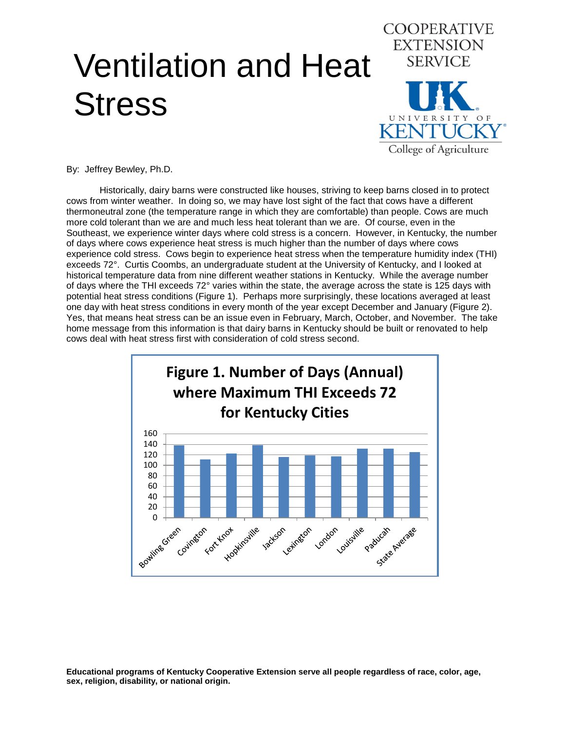# Ventilation and Heat Stress

COOPERATIVE EXTENSION SERVICE

UK University of Kentucky College of Agriculture

By: Jeffrey Bewley, Ph.D.

Historically, dairy barns were constructed like houses, striving to keep barns closed in to protect cows from winter weather. In doing so, we may have lost sight of the fact that cows have a different thermoneutral zone (the temperature range in which they are comfortable) than people. Cows are much more cold tolerant than we are and much less heat tolerant than we are. Of course, even in the Southeast, we experience winter days where cold stress is a concern. However, in Kentucky, the number of days where cows experience heat stress is much higher than the number of days where cows experience cold stress. Cows begin to experience heat stress when the temperature humidity index (THI) exceeds 72°. Curtis Coombs, an undergraduate student at the University of Kentucky, and I looked at historical temperature data from nine different weather stations in Kentucky. While the average number of days where the THI exceeds 72° varies within the state, the average across the state is 125 days with potential heat stress conditions (Figure 1). Perhaps more surprisingly, these locations averaged at least one day with heat stress conditions in every month of the year except December and January (Figure 2). Yes, that means heat stress can be an issue even in February, March, October, and November. The take home message from this information is that dairy barns in Kentucky should be built or renovated to help cows deal with heat stress first with consideration of cold stress second.

**Figure 1. Number of Days (Annual) where Maximum THI Exceeds 72 for Kentucky Cities**

| City | Days (approx.) |
|---|---|
| Bowling Green | 138 |
| Covington | 111 |
| Fort Knox | 122 |
| Hopkinsville | 138 |
| Jackson | 116 |
| Lexington | 119 |
| London | 117 |
| Louisville | 132 |
| Paducah | 132 |
| State Average | 125 |

**Educational programs of Kentucky Cooperative Extension serve all people regardless of race, color, age, sex, religion, disability, or national origin.**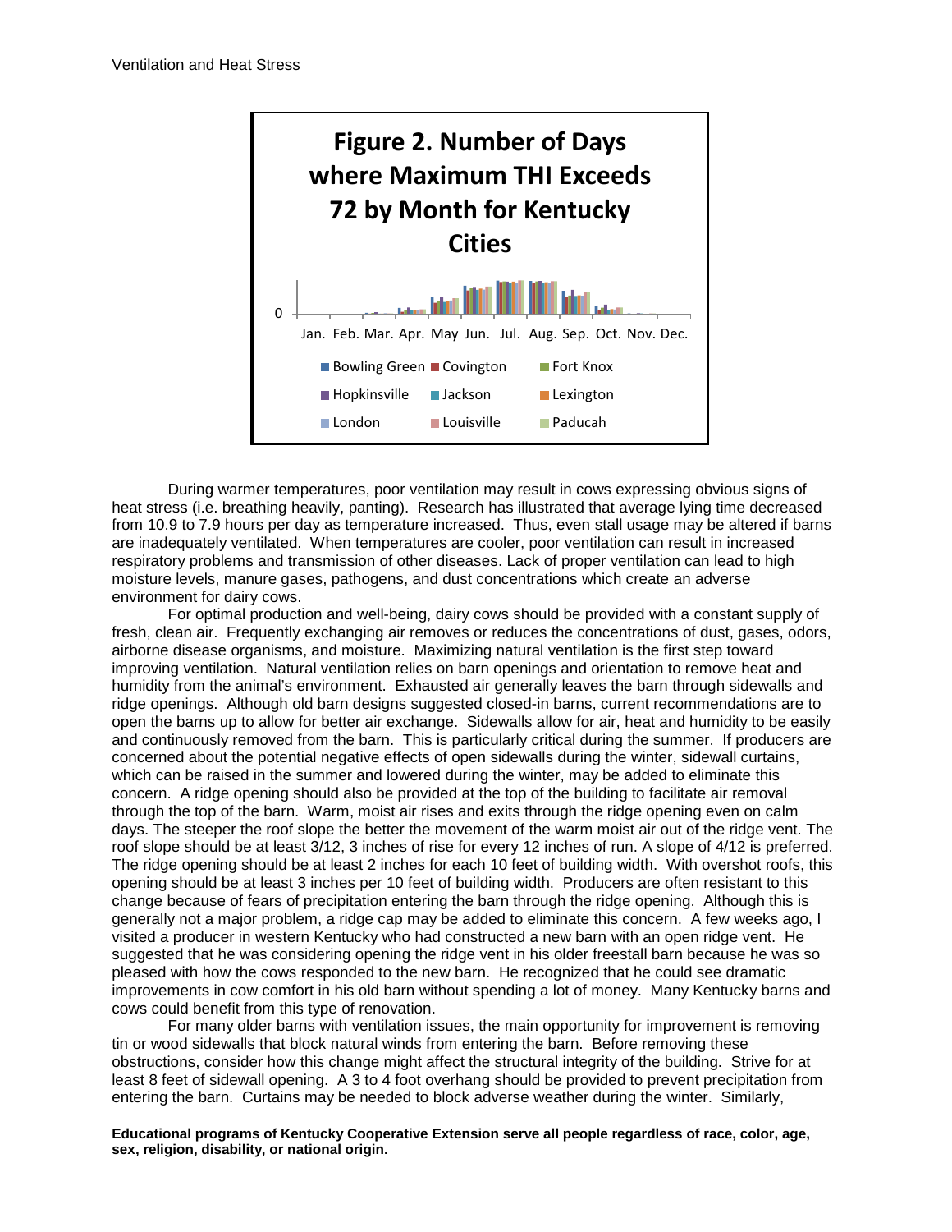**Figure 2. Number of Days where Maximum THI Exceeds 72 by Month for Kentucky Cities**

During warmer temperatures, poor ventilation may result in cows expressing obvious signs of heat stress (i.e. breathing heavily, panting). Research has illustrated that average lying time decreased from 10.9 to 7.9 hours per day as temperature increased. Thus, even stall usage may be altered if barns are inadequately ventilated. When temperatures are cooler, poor ventilation can result in increased respiratory problems and transmission of other diseases. Lack of proper ventilation can lead to high moisture levels, manure gases, pathogens, and dust concentrations which create an adverse environment for dairy cows.

For optimal production and well-being, dairy cows should be provided with a constant supply of fresh, clean air. Frequently exchanging air removes or reduces the concentrations of dust, gases, odors, airborne disease organisms, and moisture. Maximizing natural ventilation is the first step toward improving ventilation. Natural ventilation relies on barn openings and orientation to remove heat and humidity from the animal's environment. Exhausted air generally leaves the barn through sidewalls and ridge openings. Although old barn designs suggested closed-in barns, current recommendations are to open the barns up to allow for better air exchange. Sidewalls allow for air, heat and humidity to be easily and continuously removed from the barn. This is particularly critical during the summer. If producers are concerned about the potential negative effects of open sidewalls during the winter, sidewall curtains, which can be raised in the summer and lowered during the winter, may be added to eliminate this concern. A ridge opening should also be provided at the top of the building to facilitate air removal through the top of the barn. Warm, moist air rises and exits through the ridge opening even on calm days. The steeper the roof slope the better the movement of the warm moist air out of the ridge vent. The roof slope should be at least 3/12, 3 inches of rise for every 12 inches of run. A slope of 4/12 is preferred. The ridge opening should be at least 2 inches for each 10 feet of building width. With overshot roofs, this opening should be at least 3 inches per 10 feet of building width. Producers are often resistant to this change because of fears of precipitation entering the barn through the ridge opening. Although this is generally not a major problem, a ridge cap may be added to eliminate this concern. A few weeks ago, I visited a producer in western Kentucky who had constructed a new barn with an open ridge vent. He suggested that he was considering opening the ridge vent in his older freestall barn because he was so pleased with how the cows responded to the new barn. He recognized that he could see dramatic improvements in cow comfort in his old barn without spending a lot of money. Many Kentucky barns and cows could benefit from this type of renovation.

For many older barns with ventilation issues, the main opportunity for improvement is removing tin or wood sidewalls that block natural winds from entering the barn. Before removing these obstructions, consider how this change might affect the structural integrity of the building. Strive for at least 8 feet of sidewall opening. A 3 to 4 foot overhang should be provided to prevent precipitation from entering the barn. Curtains may be needed to block adverse weather during the winter. Similarly,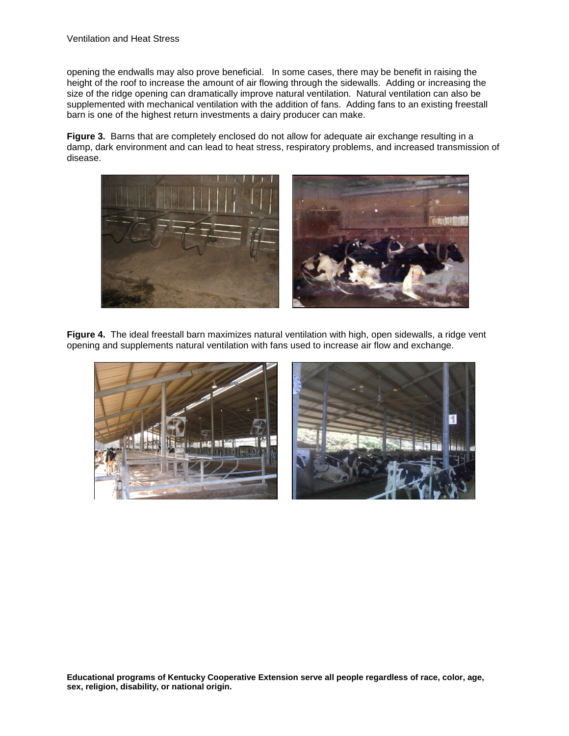opening the endwalls may also prove beneficial. In some cases, there may be benefit in raising the height of the roof to increase the amount of air flowing through the sidewalls. Adding or increasing the size of the ridge opening can dramatically improve natural ventilation. Natural ventilation can also be supplemented with mechanical ventilation with the addition of fans. Adding fans to an existing freestall barn is one of the highest return investments a dairy producer can make.

**Figure 3.** Barns that are completely enclosed do not allow for adequate air exchange resulting in a damp, dark environment and can lead to heat stress, respiratory problems, and increased transmission of disease.

**Figure 4.** The ideal freestall barn maximizes natural ventilation with high, open sidewalls, a ridge vent opening and supplements natural ventilation with fans used to increase air flow and exchange.

**Educational programs of Kentucky Cooperative Extension serve all people regardless of race, color, age, sex, religion, disability, or national origin.**